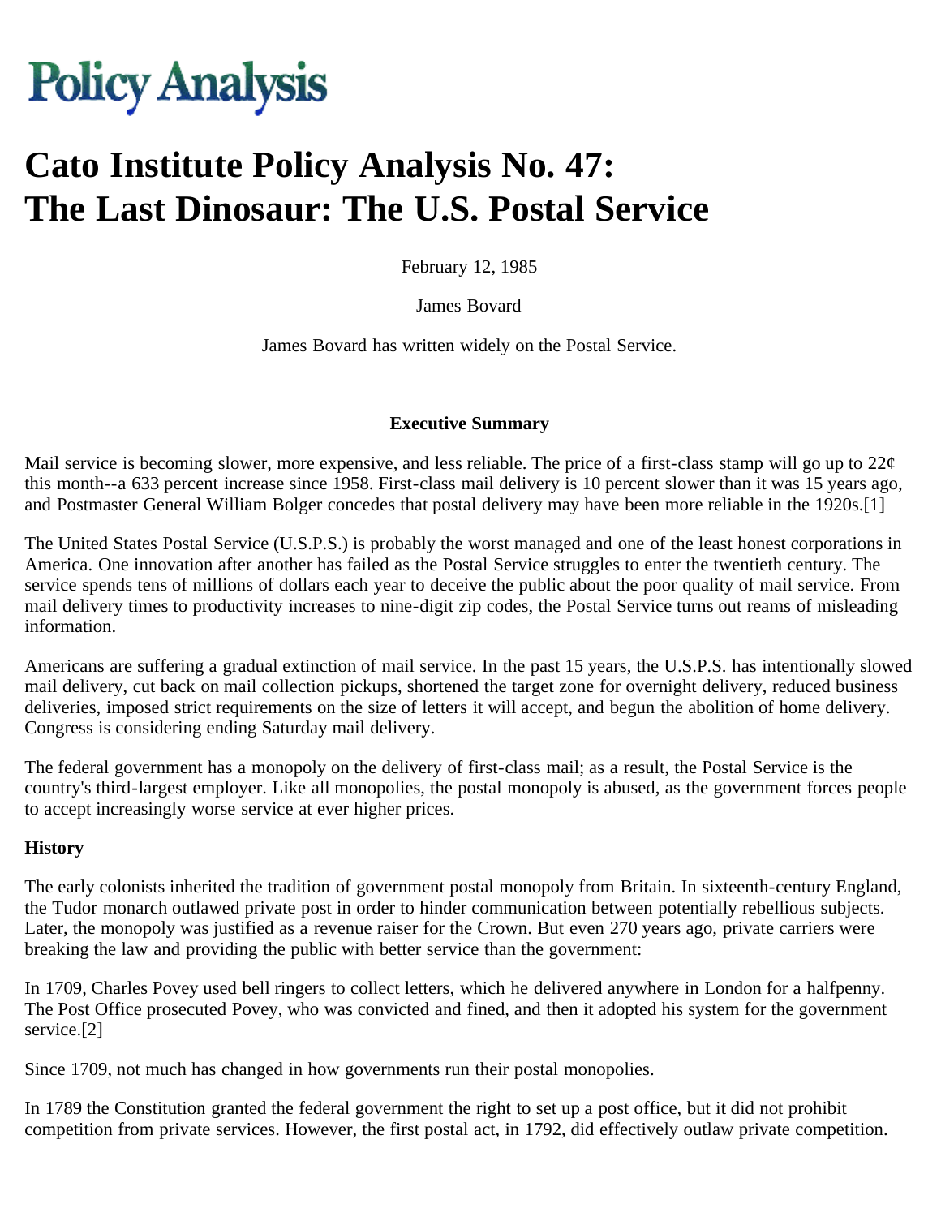# Policy Analysis

# Cato Institute Policy Analysis No. 47: The Last Dinosaur: The U.S. Postal Service

February 12, 1985

James Bovard

James Bovard has written widely on the Postal Service.

**Executive Summary**

Mail service is becoming slower, more expensive, and less reliable. The price of a first-class stamp will go up to 22¢ this month--a 633 percent increase since 1958. First-class mail delivery is 10 percent slower than it was 15 years ago, and Postmaster General William Bolger concedes that postal delivery may have been more reliable in the 1920s.[1]

The United States Postal Service (U.S.P.S.) is probably the worst managed and one of the least honest corporations in America. One innovation after another has failed as the Postal Service struggles to enter the twentieth century. The service spends tens of millions of dollars each year to deceive the public about the poor quality of mail service. From mail delivery times to productivity increases to nine-digit zip codes, the Postal Service turns out reams of misleading information.

Americans are suffering a gradual extinction of mail service. In the past 15 years, the U.S.P.S. has intentionally slowed mail delivery, cut back on mail collection pickups, shortened the target zone for overnight delivery, reduced business deliveries, imposed strict requirements on the size of letters it will accept, and begun the abolition of home delivery. Congress is considering ending Saturday mail delivery.

The federal government has a monopoly on the delivery of first-class mail; as a result, the Postal Service is the country's third-largest employer. Like all monopolies, the postal monopoly is abused, as the government forces people to accept increasingly worse service at ever higher prices.

**History**

The early colonists inherited the tradition of government postal monopoly from Britain. In sixteenth-century England, the Tudor monarch outlawed private post in order to hinder communication between potentially rebellious subjects. Later, the monopoly was justified as a revenue raiser for the Crown. But even 270 years ago, private carriers were breaking the law and providing the public with better service than the government:

In 1709, Charles Povey used bell ringers to collect letters, which he delivered anywhere in London for a halfpenny. The Post Office prosecuted Povey, who was convicted and fined, and then it adopted his system for the government service.[2]

Since 1709, not much has changed in how governments run their postal monopolies.

In 1789 the Constitution granted the federal government the right to set up a post office, but it did not prohibit competition from private services. However, the first postal act, in 1792, did effectively outlaw private competition.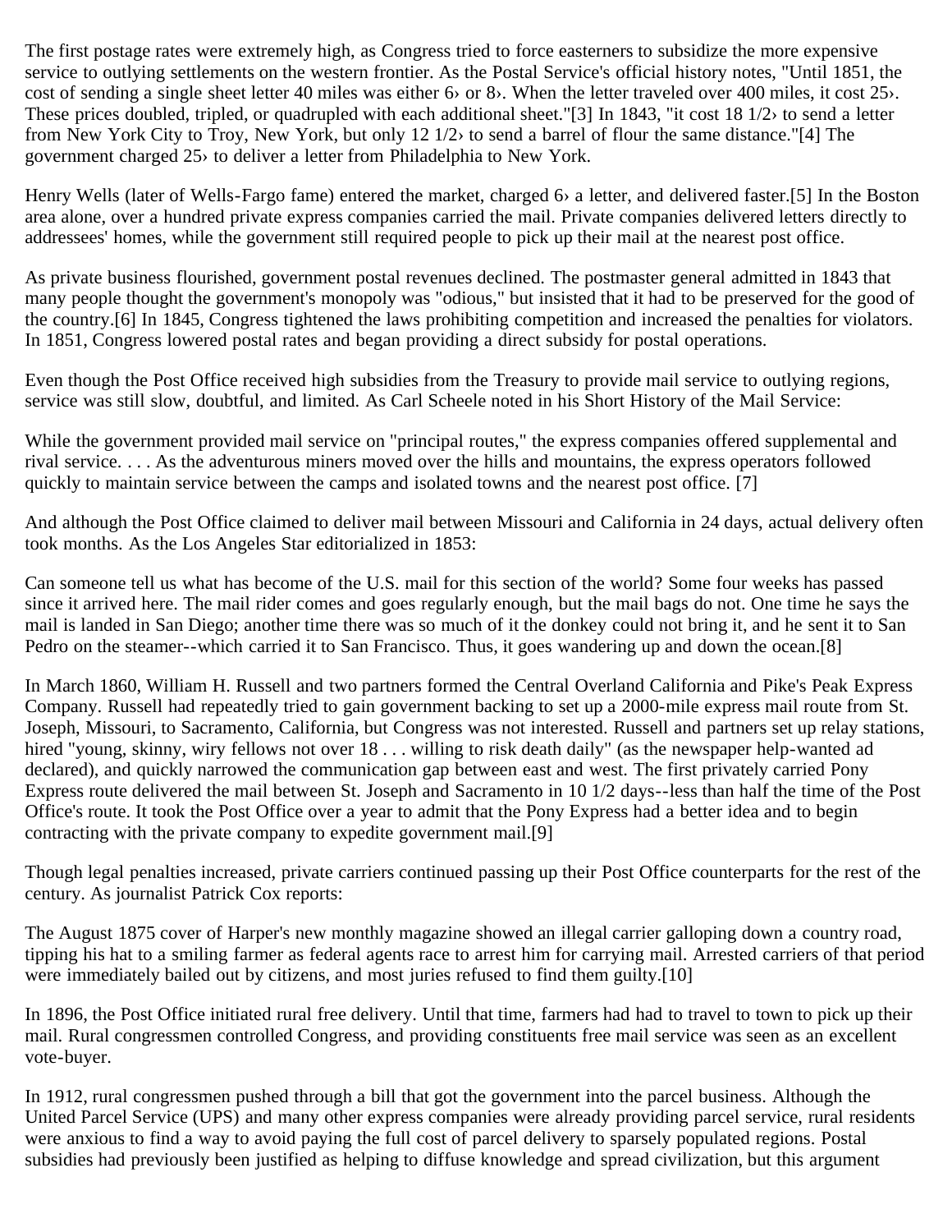The first postage rates were extremely high, as Congress tried to force easterners to subsidize the more expensive service to outlying settlements on the western frontier. As the Postal Service's official history notes, "Until 1851, the cost of sending a single sheet letter 40 miles was either 6› or 8›. When the letter traveled over 400 miles, it cost 25›. These prices doubled, tripled, or quadrupled with each additional sheet."[3] In 1843, "it cost 18 1/2› to send a letter from New York City to Troy, New York, but only 12 1/2› to send a barrel of flour the same distance."[4] The government charged 25› to deliver a letter from Philadelphia to New York.

Henry Wells (later of Wells-Fargo fame) entered the market, charged 6› a letter, and delivered faster.[5] In the Boston area alone, over a hundred private express companies carried the mail. Private companies delivered letters directly to addressees' homes, while the government still required people to pick up their mail at the nearest post office.

As private business flourished, government postal revenues declined. The postmaster general admitted in 1843 that many people thought the government's monopoly was "odious," but insisted that it had to be preserved for the good of the country.[6] In 1845, Congress tightened the laws prohibiting competition and increased the penalties for violators. In 1851, Congress lowered postal rates and began providing a direct subsidy for postal operations.

Even though the Post Office received high subsidies from the Treasury to provide mail service to outlying regions, service was still slow, doubtful, and limited. As Carl Scheele noted in his Short History of the Mail Service:

While the government provided mail service on "principal routes," the express companies offered supplemental and rival service. . . . As the adventurous miners moved over the hills and mountains, the express operators followed quickly to maintain service between the camps and isolated towns and the nearest post office. [7]

And although the Post Office claimed to deliver mail between Missouri and California in 24 days, actual delivery often took months. As the Los Angeles Star editorialized in 1853:

Can someone tell us what has become of the U.S. mail for this section of the world? Some four weeks has passed since it arrived here. The mail rider comes and goes regularly enough, but the mail bags do not. One time he says the mail is landed in San Diego; another time there was so much of it the donkey could not bring it, and he sent it to San Pedro on the steamer--which carried it to San Francisco. Thus, it goes wandering up and down the ocean.[8]

In March 1860, William H. Russell and two partners formed the Central Overland California and Pike's Peak Express Company. Russell had repeatedly tried to gain government backing to set up a 2000-mile express mail route from St. Joseph, Missouri, to Sacramento, California, but Congress was not interested. Russell and partners set up relay stations, hired "young, skinny, wiry fellows not over 18 . . . willing to risk death daily" (as the newspaper help-wanted ad declared), and quickly narrowed the communication gap between east and west. The first privately carried Pony Express route delivered the mail between St. Joseph and Sacramento in 10 1/2 days--less than half the time of the Post Office's route. It took the Post Office over a year to admit that the Pony Express had a better idea and to begin contracting with the private company to expedite government mail.[9]

Though legal penalties increased, private carriers continued passing up their Post Office counterparts for the rest of the century. As journalist Patrick Cox reports:

The August 1875 cover of Harper's new monthly magazine showed an illegal carrier galloping down a country road, tipping his hat to a smiling farmer as federal agents race to arrest him for carrying mail. Arrested carriers of that period were immediately bailed out by citizens, and most juries refused to find them guilty.[10]

In 1896, the Post Office initiated rural free delivery. Until that time, farmers had had to travel to town to pick up their mail. Rural congressmen controlled Congress, and providing constituents free mail service was seen as an excellent vote-buyer.

In 1912, rural congressmen pushed through a bill that got the government into the parcel business. Although the United Parcel Service (UPS) and many other express companies were already providing parcel service, rural residents were anxious to find a way to avoid paying the full cost of parcel delivery to sparsely populated regions. Postal subsidies had previously been justified as helping to diffuse knowledge and spread civilization, but this argument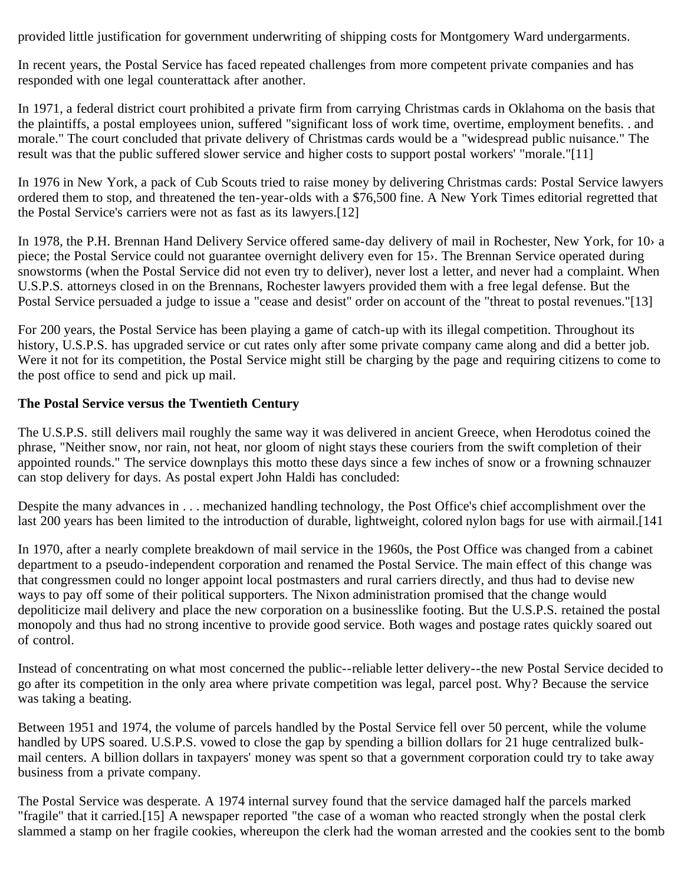provided little justification for government underwriting of shipping costs for Montgomery Ward undergarments.

In recent years, the Postal Service has faced repeated challenges from more competent private companies and has responded with one legal counterattack after another.

In 1971, a federal district court prohibited a private firm from carrying Christmas cards in Oklahoma on the basis that the plaintiffs, a postal employees union, suffered "significant loss of work time, overtime, employment benefits. . and morale." The court concluded that private delivery of Christmas cards would be a "widespread public nuisance." The result was that the public suffered slower service and higher costs to support postal workers' "morale."[11]

In 1976 in New York, a pack of Cub Scouts tried to raise money by delivering Christmas cards: Postal Service lawyers ordered them to stop, and threatened the ten-year-olds with a $76,500 fine. A New York Times editorial regretted that the Postal Service's carriers were not as fast as its lawyers.[12]

In 1978, the P.H. Brennan Hand Delivery Service offered same-day delivery of mail in Rochester, New York, for 10› a piece; the Postal Service could not guarantee overnight delivery even for 15›. The Brennan Service operated during snowstorms (when the Postal Service did not even try to deliver), never lost a letter, and never had a complaint. When U.S.P.S. attorneys closed in on the Brennans, Rochester lawyers provided them with a free legal defense. But the Postal Service persuaded a judge to issue a "cease and desist" order on account of the "threat to postal revenues."[13]

For 200 years, the Postal Service has been playing a game of catch-up with its illegal competition. Throughout its history, U.S.P.S. has upgraded service or cut rates only after some private company came along and did a better job. Were it not for its competition, the Postal Service might still be charging by the page and requiring citizens to come to the post office to send and pick up mail.

**The Postal Service versus the Twentieth Century**

The U.S.P.S. still delivers mail roughly the same way it was delivered in ancient Greece, when Herodotus coined the phrase, "Neither snow, nor rain, not heat, nor gloom of night stays these couriers from the swift completion of their appointed rounds." The service downplays this motto these days since a few inches of snow or a frowning schnauzer can stop delivery for days. As postal expert John Haldi has concluded:

Despite the many advances in . . . mechanized handling technology, the Post Office's chief accomplishment over the last 200 years has been limited to the introduction of durable, lightweight, colored nylon bags for use with airmail.[141

In 1970, after a nearly complete breakdown of mail service in the 1960s, the Post Office was changed from a cabinet department to a pseudo-independent corporation and renamed the Postal Service. The main effect of this change was that congressmen could no longer appoint local postmasters and rural carriers directly, and thus had to devise new ways to pay off some of their political supporters. The Nixon administration promised that the change would depoliticize mail delivery and place the new corporation on a businesslike footing. But the U.S.P.S. retained the postal monopoly and thus had no strong incentive to provide good service. Both wages and postage rates quickly soared out of control.

Instead of concentrating on what most concerned the public--reliable letter delivery--the new Postal Service decided to go after its competition in the only area where private competition was legal, parcel post. Why? Because the service was taking a beating.

Between 1951 and 1974, the volume of parcels handled by the Postal Service fell over 50 percent, while the volume handled by UPS soared. U.S.P.S. vowed to close the gap by spending a billion dollars for 21 huge centralized bulk-mail centers. A billion dollars in taxpayers' money was spent so that a government corporation could try to take away business from a private company.

The Postal Service was desperate. A 1974 internal survey found that the service damaged half the parcels marked "fragile" that it carried.[15] A newspaper reported "the case of a woman who reacted strongly when the postal clerk slammed a stamp on her fragile cookies, whereupon the clerk had the woman arrested and the cookies sent to the bomb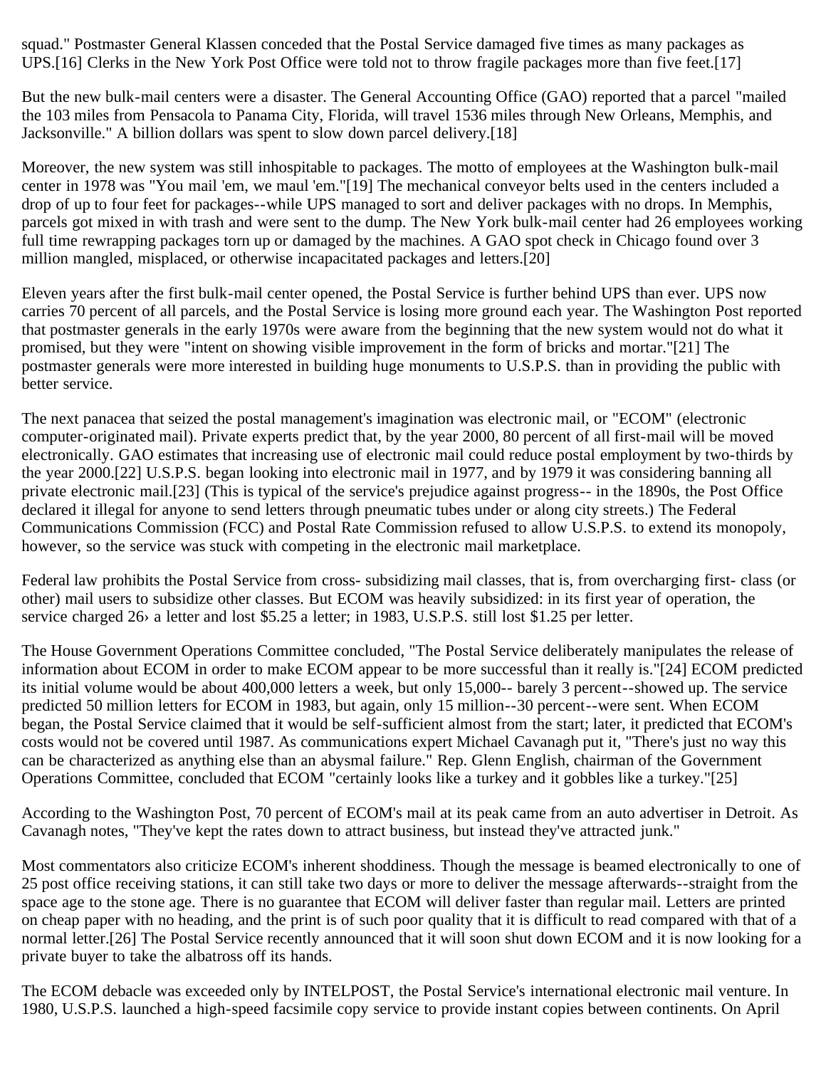squad." Postmaster General Klassen conceded that the Postal Service damaged five times as many packages as UPS.[16] Clerks in the New York Post Office were told not to throw fragile packages more than five feet.[17]

But the new bulk-mail centers were a disaster. The General Accounting Office (GAO) reported that a parcel "mailed the 103 miles from Pensacola to Panama City, Florida, will travel 1536 miles through New Orleans, Memphis, and Jacksonville." A billion dollars was spent to slow down parcel delivery.[18]

Moreover, the new system was still inhospitable to packages. The motto of employees at the Washington bulk-mail center in 1978 was "You mail 'em, we maul 'em."[19] The mechanical conveyor belts used in the centers included a drop of up to four feet for packages--while UPS managed to sort and deliver packages with no drops. In Memphis, parcels got mixed in with trash and were sent to the dump. The New York bulk-mail center had 26 employees working full time rewrapping packages torn up or damaged by the machines. A GAO spot check in Chicago found over 3 million mangled, misplaced, or otherwise incapacitated packages and letters.[20]

Eleven years after the first bulk-mail center opened, the Postal Service is further behind UPS than ever. UPS now carries 70 percent of all parcels, and the Postal Service is losing more ground each year. The Washington Post reported that postmaster generals in the early 1970s were aware from the beginning that the new system would not do what it promised, but they were "intent on showing visible improvement in the form of bricks and mortar."[21] The postmaster generals were more interested in building huge monuments to U.S.P.S. than in providing the public with better service.

The next panacea that seized the postal management's imagination was electronic mail, or "ECOM" (electronic computer-originated mail). Private experts predict that, by the year 2000, 80 percent of all first-mail will be moved electronically. GAO estimates that increasing use of electronic mail could reduce postal employment by two-thirds by the year 2000.[22] U.S.P.S. began looking into electronic mail in 1977, and by 1979 it was considering banning all private electronic mail.[23] (This is typical of the service's prejudice against progress-- in the 1890s, the Post Office declared it illegal for anyone to send letters through pneumatic tubes under or along city streets.) The Federal Communications Commission (FCC) and Postal Rate Commission refused to allow U.S.P.S. to extend its monopoly, however, so the service was stuck with competing in the electronic mail marketplace.

Federal law prohibits the Postal Service from cross- subsidizing mail classes, that is, from overcharging first- class (or other) mail users to subsidize other classes. But ECOM was heavily subsidized: in its first year of operation, the service charged 26› a letter and lost $5.25 a letter; in 1983, U.S.P.S. still lost $1.25 per letter.

The House Government Operations Committee concluded, "The Postal Service deliberately manipulates the release of information about ECOM in order to make ECOM appear to be more successful than it really is."[24] ECOM predicted its initial volume would be about 400,000 letters a week, but only 15,000-- barely 3 percent--showed up. The service predicted 50 million letters for ECOM in 1983, but again, only 15 million--30 percent--were sent. When ECOM began, the Postal Service claimed that it would be self-sufficient almost from the start; later, it predicted that ECOM's costs would not be covered until 1987. As communications expert Michael Cavanagh put it, "There's just no way this can be characterized as anything else than an abysmal failure." Rep. Glenn English, chairman of the Government Operations Committee, concluded that ECOM "certainly looks like a turkey and it gobbles like a turkey."[25]

According to the Washington Post, 70 percent of ECOM's mail at its peak came from an auto advertiser in Detroit. As Cavanagh notes, "They've kept the rates down to attract business, but instead they've attracted junk."

Most commentators also criticize ECOM's inherent shoddiness. Though the message is beamed electronically to one of 25 post office receiving stations, it can still take two days or more to deliver the message afterwards--straight from the space age to the stone age. There is no guarantee that ECOM will deliver faster than regular mail. Letters are printed on cheap paper with no heading, and the print is of such poor quality that it is difficult to read compared with that of a normal letter.[26] The Postal Service recently announced that it will soon shut down ECOM and it is now looking for a private buyer to take the albatross off its hands.

The ECOM debacle was exceeded only by INTELPOST, the Postal Service's international electronic mail venture. In 1980, U.S.P.S. launched a high-speed facsimile copy service to provide instant copies between continents. On April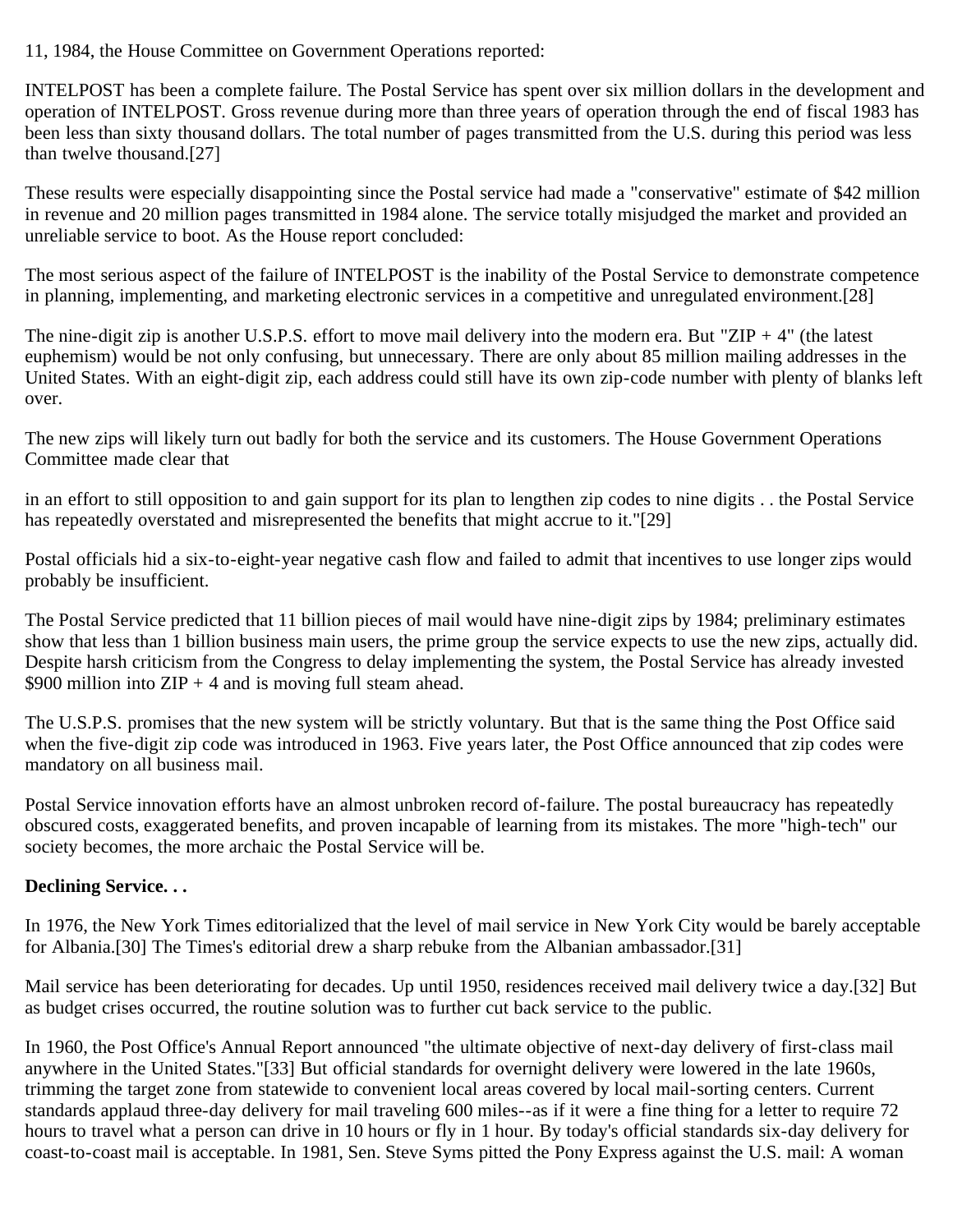11, 1984, the House Committee on Government Operations reported:

INTELPOST has been a complete failure. The Postal Service has spent over six million dollars in the development and operation of INTELPOST. Gross revenue during more than three years of operation through the end of fiscal 1983 has been less than sixty thousand dollars. The total number of pages transmitted from the U.S. during this period was less than twelve thousand.[27]

These results were especially disappointing since the Postal service had made a "conservative" estimate of $42 million in revenue and 20 million pages transmitted in 1984 alone. The service totally misjudged the market and provided an unreliable service to boot. As the House report concluded:

The most serious aspect of the failure of INTELPOST is the inability of the Postal Service to demonstrate competence in planning, implementing, and marketing electronic services in a competitive and unregulated environment.[28]

The nine-digit zip is another U.S.P.S. effort to move mail delivery into the modern era. But "ZIP + 4" (the latest euphemism) would be not only confusing, but unnecessary. There are only about 85 million mailing addresses in the United States. With an eight-digit zip, each address could still have its own zip-code number with plenty of blanks left over.

The new zips will likely turn out badly for both the service and its customers. The House Government Operations Committee made clear that

in an effort to still opposition to and gain support for its plan to lengthen zip codes to nine digits . . the Postal Service has repeatedly overstated and misrepresented the benefits that might accrue to it."[29]

Postal officials hid a six-to-eight-year negative cash flow and failed to admit that incentives to use longer zips would probably be insufficient.

The Postal Service predicted that 11 billion pieces of mail would have nine-digit zips by 1984; preliminary estimates show that less than 1 billion business main users, the prime group the service expects to use the new zips, actually did. Despite harsh criticism from the Congress to delay implementing the system, the Postal Service has already invested $900 million into ZIP + 4 and is moving full steam ahead.

The U.S.P.S. promises that the new system will be strictly voluntary. But that is the same thing the Post Office said when the five-digit zip code was introduced in 1963. Five years later, the Post Office announced that zip codes were mandatory on all business mail.

Postal Service innovation efforts have an almost unbroken record of-failure. The postal bureaucracy has repeatedly obscured costs, exaggerated benefits, and proven incapable of learning from its mistakes. The more "high-tech" our society becomes, the more archaic the Postal Service will be.

**Declining Service. . .**

In 1976, the New York Times editorialized that the level of mail service in New York City would be barely acceptable for Albania.[30] The Times's editorial drew a sharp rebuke from the Albanian ambassador.[31]

Mail service has been deteriorating for decades. Up until 1950, residences received mail delivery twice a day.[32] But as budget crises occurred, the routine solution was to further cut back service to the public.

In 1960, the Post Office's Annual Report announced "the ultimate objective of next-day delivery of first-class mail anywhere in the United States."[33] But official standards for overnight delivery were lowered in the late 1960s, trimming the target zone from statewide to convenient local areas covered by local mail-sorting centers. Current standards applaud three-day delivery for mail traveling 600 miles--as if it were a fine thing for a letter to require 72 hours to travel what a person can drive in 10 hours or fly in 1 hour. By today's official standards six-day delivery for coast-to-coast mail is acceptable. In 1981, Sen. Steve Syms pitted the Pony Express against the U.S. mail: A woman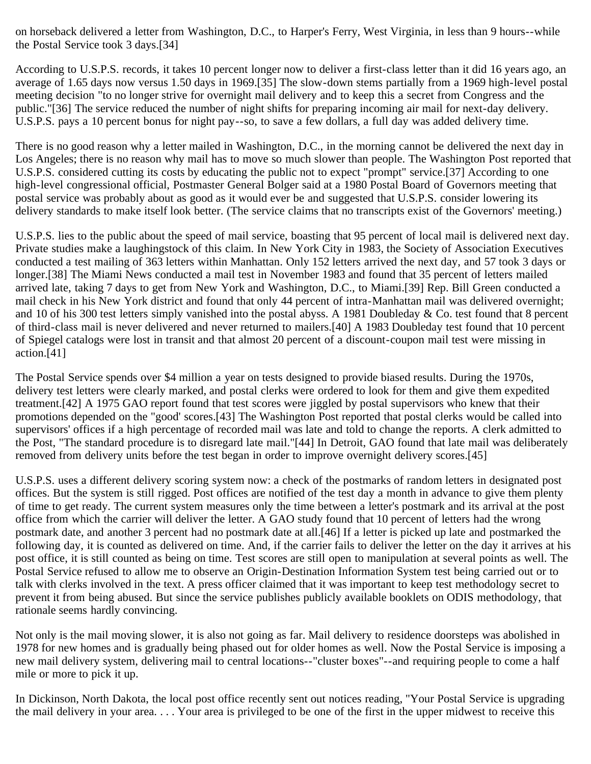on horseback delivered a letter from Washington, D.C., to Harper's Ferry, West Virginia, in less than 9 hours--while the Postal Service took 3 days.[34]

According to U.S.P.S. records, it takes 10 percent longer now to deliver a first-class letter than it did 16 years ago, an average of 1.65 days now versus 1.50 days in 1969.[35] The slow-down stems partially from a 1969 high-level postal meeting decision "to no longer strive for overnight mail delivery and to keep this a secret from Congress and the public."[36] The service reduced the number of night shifts for preparing incoming air mail for next-day delivery. U.S.P.S. pays a 10 percent bonus for night pay--so, to save a few dollars, a full day was added delivery time.

There is no good reason why a letter mailed in Washington, D.C., in the morning cannot be delivered the next day in Los Angeles; there is no reason why mail has to move so much slower than people. The Washington Post reported that U.S.P.S. considered cutting its costs by educating the public not to expect "prompt" service.[37] According to one high-level congressional official, Postmaster General Bolger said at a 1980 Postal Board of Governors meeting that postal service was probably about as good as it would ever be and suggested that U.S.P.S. consider lowering its delivery standards to make itself look better. (The service claims that no transcripts exist of the Governors' meeting.)

U.S.P.S. lies to the public about the speed of mail service, boasting that 95 percent of local mail is delivered next day. Private studies make a laughingstock of this claim. In New York City in 1983, the Society of Association Executives conducted a test mailing of 363 letters within Manhattan. Only 152 letters arrived the next day, and 57 took 3 days or longer.[38] The Miami News conducted a mail test in November 1983 and found that 35 percent of letters mailed arrived late, taking 7 days to get from New York and Washington, D.C., to Miami.[39] Rep. Bill Green conducted a mail check in his New York district and found that only 44 percent of intra-Manhattan mail was delivered overnight; and 10 of his 300 test letters simply vanished into the postal abyss. A 1981 Doubleday & Co. test found that 8 percent of third-class mail is never delivered and never returned to mailers.[40] A 1983 Doubleday test found that 10 percent of Spiegel catalogs were lost in transit and that almost 20 percent of a discount-coupon mail test were missing in action.[41]

The Postal Service spends over $4 million a year on tests designed to provide biased results. During the 1970s, delivery test letters were clearly marked, and postal clerks were ordered to look for them and give them expedited treatment.[42] A 1975 GAO report found that test scores were jiggled by postal supervisors who knew that their promotions depended on the "good' scores.[43] The Washington Post reported that postal clerks would be called into supervisors' offices if a high percentage of recorded mail was late and told to change the reports. A clerk admitted to the Post, "The standard procedure is to disregard late mail."[44] In Detroit, GAO found that late mail was deliberately removed from delivery units before the test began in order to improve overnight delivery scores.[45]

U.S.P.S. uses a different delivery scoring system now: a check of the postmarks of random letters in designated post offices. But the system is still rigged. Post offices are notified of the test day a month in advance to give them plenty of time to get ready. The current system measures only the time between a letter's postmark and its arrival at the post office from which the carrier will deliver the letter. A GAO study found that 10 percent of letters had the wrong postmark date, and another 3 percent had no postmark date at all.[46] If a letter is picked up late and postmarked the following day, it is counted as delivered on time. And, if the carrier fails to deliver the letter on the day it arrives at his post office, it is still counted as being on time. Test scores are still open to manipulation at several points as well. The Postal Service refused to allow me to observe an Origin-Destination Information System test being carried out or to talk with clerks involved in the text. A press officer claimed that it was important to keep test methodology secret to prevent it from being abused. But since the service publishes publicly available booklets on ODIS methodology, that rationale seems hardly convincing.

Not only is the mail moving slower, it is also not going as far. Mail delivery to residence doorsteps was abolished in 1978 for new homes and is gradually being phased out for older homes as well. Now the Postal Service is imposing a new mail delivery system, delivering mail to central locations--"cluster boxes"--and requiring people to come a half mile or more to pick it up.

In Dickinson, North Dakota, the local post office recently sent out notices reading, "Your Postal Service is upgrading the mail delivery in your area. . . . Your area is privileged to be one of the first in the upper midwest to receive this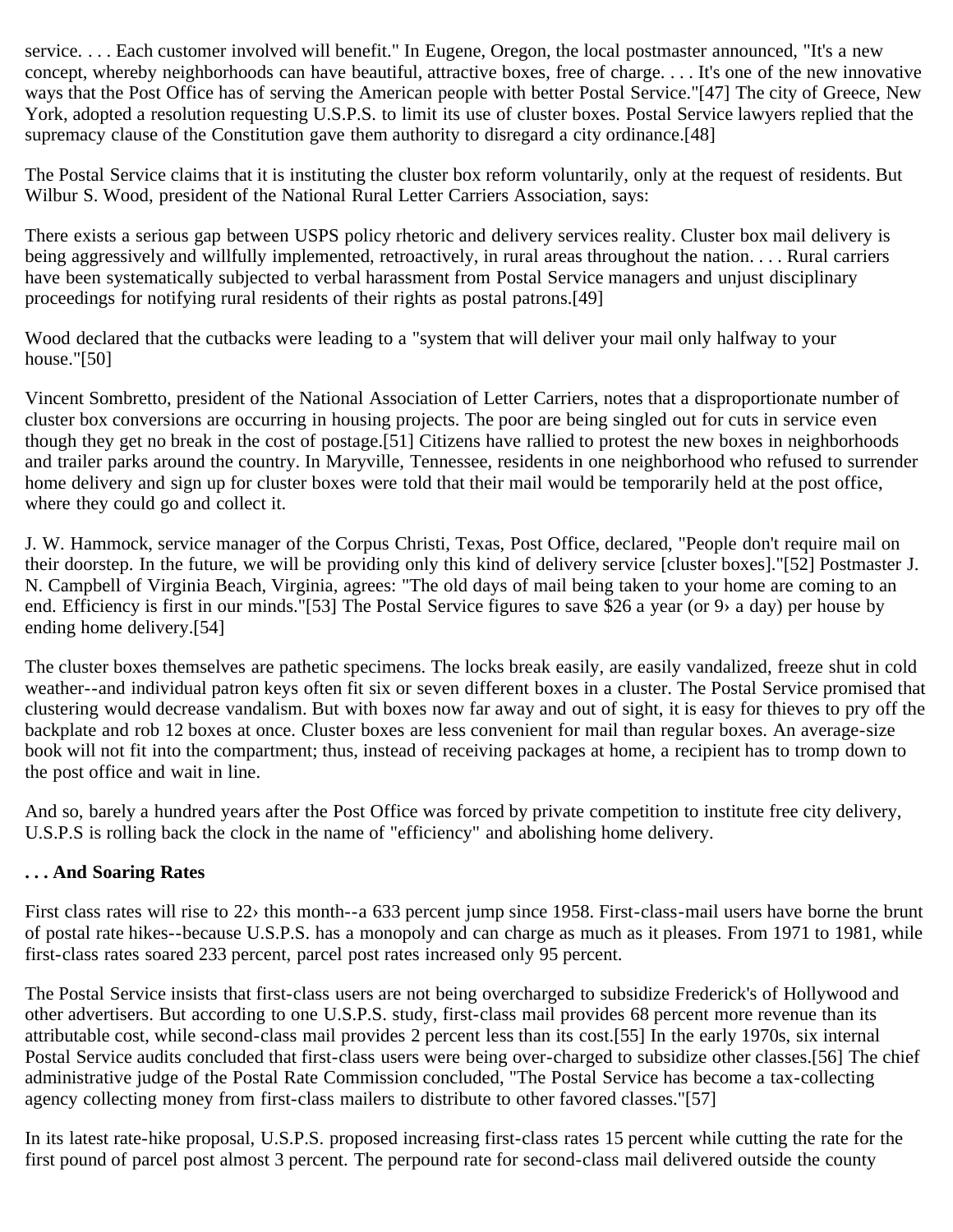service. . . . Each customer involved will benefit." In Eugene, Oregon, the local postmaster announced, "It's a new concept, whereby neighborhoods can have beautiful, attractive boxes, free of charge. . . . It's one of the new innovative ways that the Post Office has of serving the American people with better Postal Service."[47] The city of Greece, New York, adopted a resolution requesting U.S.P.S. to limit its use of cluster boxes. Postal Service lawyers replied that the supremacy clause of the Constitution gave them authority to disregard a city ordinance.[48]

The Postal Service claims that it is instituting the cluster box reform voluntarily, only at the request of residents. But Wilbur S. Wood, president of the National Rural Letter Carriers Association, says:

There exists a serious gap between USPS policy rhetoric and delivery services reality. Cluster box mail delivery is being aggressively and willfully implemented, retroactively, in rural areas throughout the nation. . . . Rural carriers have been systematically subjected to verbal harassment from Postal Service managers and unjust disciplinary proceedings for notifying rural residents of their rights as postal patrons.[49]

Wood declared that the cutbacks were leading to a "system that will deliver your mail only halfway to your house."[50]

Vincent Sombretto, president of the National Association of Letter Carriers, notes that a disproportionate number of cluster box conversions are occurring in housing projects. The poor are being singled out for cuts in service even though they get no break in the cost of postage.[51] Citizens have rallied to protest the new boxes in neighborhoods and trailer parks around the country. In Maryville, Tennessee, residents in one neighborhood who refused to surrender home delivery and sign up for cluster boxes were told that their mail would be temporarily held at the post office, where they could go and collect it.

J. W. Hammock, service manager of the Corpus Christi, Texas, Post Office, declared, "People don't require mail on their doorstep. In the future, we will be providing only this kind of delivery service [cluster boxes]."[52] Postmaster J. N. Campbell of Virginia Beach, Virginia, agrees: "The old days of mail being taken to your home are coming to an end. Efficiency is first in our minds."[53] The Postal Service figures to save $26 a year (or 9› a day) per house by ending home delivery.[54]

The cluster boxes themselves are pathetic specimens. The locks break easily, are easily vandalized, freeze shut in cold weather--and individual patron keys often fit six or seven different boxes in a cluster. The Postal Service promised that clustering would decrease vandalism. But with boxes now far away and out of sight, it is easy for thieves to pry off the backplate and rob 12 boxes at once. Cluster boxes are less convenient for mail than regular boxes. An average-size book will not fit into the compartment; thus, instead of receiving packages at home, a recipient has to tromp down to the post office and wait in line.

And so, barely a hundred years after the Post Office was forced by private competition to institute free city delivery, U.S.P.S is rolling back the clock in the name of "efficiency" and abolishing home delivery.

**. . . And Soaring Rates**

First class rates will rise to 22› this month--a 633 percent jump since 1958. First-class-mail users have borne the brunt of postal rate hikes--because U.S.P.S. has a monopoly and can charge as much as it pleases. From 1971 to 1981, while first-class rates soared 233 percent, parcel post rates increased only 95 percent.

The Postal Service insists that first-class users are not being overcharged to subsidize Frederick's of Hollywood and other advertisers. But according to one U.S.P.S. study, first-class mail provides 68 percent more revenue than its attributable cost, while second-class mail provides 2 percent less than its cost.[55] In the early 1970s, six internal Postal Service audits concluded that first-class users were being over-charged to subsidize other classes.[56] The chief administrative judge of the Postal Rate Commission concluded, "The Postal Service has become a tax-collecting agency collecting money from first-class mailers to distribute to other favored classes."[57]

In its latest rate-hike proposal, U.S.P.S. proposed increasing first-class rates 15 percent while cutting the rate for the first pound of parcel post almost 3 percent. The perpound rate for second-class mail delivered outside the county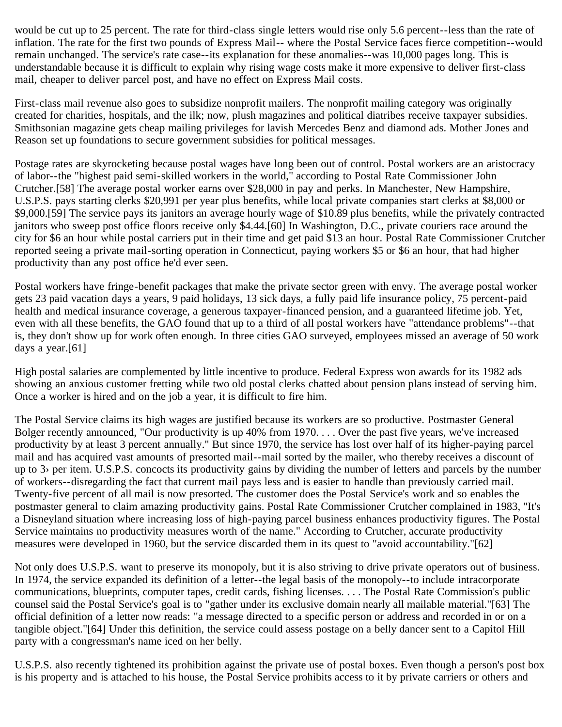would be cut up to 25 percent. The rate for third-class single letters would rise only 5.6 percent--less than the rate of inflation. The rate for the first two pounds of Express Mail-- where the Postal Service faces fierce competition--would remain unchanged. The service's rate case--its explanation for these anomalies--was 10,000 pages long. This is understandable because it is difficult to explain why rising wage costs make it more expensive to deliver first-class mail, cheaper to deliver parcel post, and have no effect on Express Mail costs.

First-class mail revenue also goes to subsidize nonprofit mailers. The nonprofit mailing category was originally created for charities, hospitals, and the ilk; now, plush magazines and political diatribes receive taxpayer subsidies. Smithsonian magazine gets cheap mailing privileges for lavish Mercedes Benz and diamond ads. Mother Jones and Reason set up foundations to secure government subsidies for political messages.

Postage rates are skyrocketing because postal wages have long been out of control. Postal workers are an aristocracy of labor--the "highest paid semi-skilled workers in the world," according to Postal Rate Commissioner John Crutcher.[58] The average postal worker earns over $28,000 in pay and perks. In Manchester, New Hampshire, U.S.P.S. pays starting clerks $20,991 per year plus benefits, while local private companies start clerks at $8,000 or $9,000.[59] The service pays its janitors an average hourly wage of $10.89 plus benefits, while the privately contracted janitors who sweep post office floors receive only $4.44.[60] In Washington, D.C., private couriers race around the city for $6 an hour while postal carriers put in their time and get paid $13 an hour. Postal Rate Commissioner Crutcher reported seeing a private mail-sorting operation in Connecticut, paying workers $5 or $6 an hour, that had higher productivity than any post office he'd ever seen.

Postal workers have fringe-benefit packages that make the private sector green with envy. The average postal worker gets 23 paid vacation days a years, 9 paid holidays, 13 sick days, a fully paid life insurance policy, 75 percent-paid health and medical insurance coverage, a generous taxpayer-financed pension, and a guaranteed lifetime job. Yet, even with all these benefits, the GAO found that up to a third of all postal workers have "attendance problems"--that is, they don't show up for work often enough. In three cities GAO surveyed, employees missed an average of 50 work days a year.[61]

High postal salaries are complemented by little incentive to produce. Federal Express won awards for its 1982 ads showing an anxious customer fretting while two old postal clerks chatted about pension plans instead of serving him. Once a worker is hired and on the job a year, it is difficult to fire him.

The Postal Service claims its high wages are justified because its workers are so productive. Postmaster General Bolger recently announced, "Our productivity is up 40% from 1970. . . . Over the past five years, we've increased productivity by at least 3 percent annually." But since 1970, the service has lost over half of its higher-paying parcel mail and has acquired vast amounts of presorted mail--mail sorted by the mailer, who thereby receives a discount of up to 3› per item. U.S.P.S. concocts its productivity gains by dividing the number of letters and parcels by the number of workers--disregarding the fact that current mail pays less and is easier to handle than previously carried mail. Twenty-five percent of all mail is now presorted. The customer does the Postal Service's work and so enables the postmaster general to claim amazing productivity gains. Postal Rate Commissioner Crutcher complained in 1983, "It's a Disneyland situation where increasing loss of high-paying parcel business enhances productivity figures. The Postal Service maintains no productivity measures worth of the name." According to Crutcher, accurate productivity measures were developed in 1960, but the service discarded them in its quest to "avoid accountability."[62]

Not only does U.S.P.S. want to preserve its monopoly, but it is also striving to drive private operators out of business. In 1974, the service expanded its definition of a letter--the legal basis of the monopoly--to include intracorporate communications, blueprints, computer tapes, credit cards, fishing licenses. . . . The Postal Rate Commission's public counsel said the Postal Service's goal is to "gather under its exclusive domain nearly all mailable material."[63] The official definition of a letter now reads: "a message directed to a specific person or address and recorded in or on a tangible object."[64] Under this definition, the service could assess postage on a belly dancer sent to a Capitol Hill party with a congressman's name iced on her belly.

U.S.P.S. also recently tightened its prohibition against the private use of postal boxes. Even though a person's post box is his property and is attached to his house, the Postal Service prohibits access to it by private carriers or others and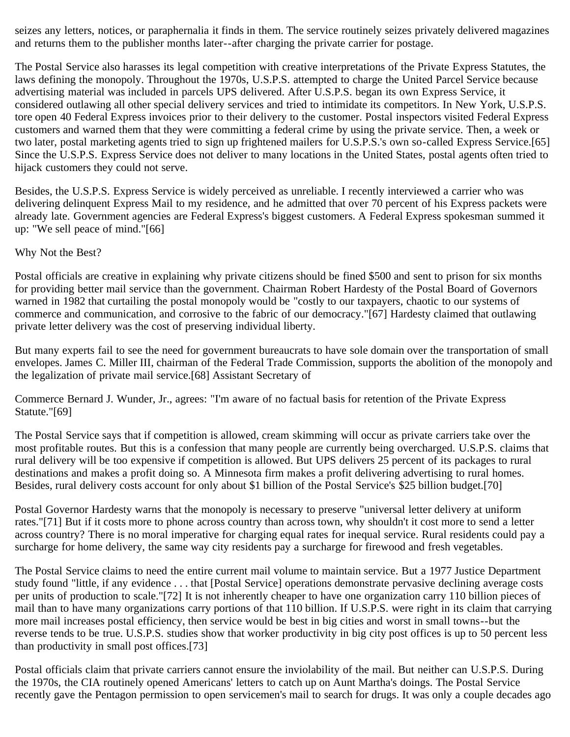seizes any letters, notices, or paraphernalia it finds in them. The service routinely seizes privately delivered magazines and returns them to the publisher months later--after charging the private carrier for postage.

The Postal Service also harasses its legal competition with creative interpretations of the Private Express Statutes, the laws defining the monopoly. Throughout the 1970s, U.S.P.S. attempted to charge the United Parcel Service because advertising material was included in parcels UPS delivered. After U.S.P.S. began its own Express Service, it considered outlawing all other special delivery services and tried to intimidate its competitors. In New York, U.S.P.S. tore open 40 Federal Express invoices prior to their delivery to the customer. Postal inspectors visited Federal Express customers and warned them that they were committing a federal crime by using the private service. Then, a week or two later, postal marketing agents tried to sign up frightened mailers for U.S.P.S.'s own so-called Express Service.[65] Since the U.S.P.S. Express Service does not deliver to many locations in the United States, postal agents often tried to hijack customers they could not serve.

Besides, the U.S.P.S. Express Service is widely perceived as unreliable. I recently interviewed a carrier who was delivering delinquent Express Mail to my residence, and he admitted that over 70 percent of his Express packets were already late. Government agencies are Federal Express's biggest customers. A Federal Express spokesman summed it up: "We sell peace of mind."[66]

## Why Not the Best?

Postal officials are creative in explaining why private citizens should be fined $500 and sent to prison for six months for providing better mail service than the government. Chairman Robert Hardesty of the Postal Board of Governors warned in 1982 that curtailing the postal monopoly would be "costly to our taxpayers, chaotic to our systems of commerce and communication, and corrosive to the fabric of our democracy."[67] Hardesty claimed that outlawing private letter delivery was the cost of preserving individual liberty.

But many experts fail to see the need for government bureaucrats to have sole domain over the transportation of small envelopes. James C. Miller III, chairman of the Federal Trade Commission, supports the abolition of the monopoly and the legalization of private mail service.[68] Assistant Secretary of Commerce Bernard J. Wunder, Jr., agrees: "I'm aware of no factual basis for retention of the Private Express Statute."[69]

The Postal Service says that if competition is allowed, cream skimming will occur as private carriers take over the most profitable routes. But this is a confession that many people are currently being overcharged. U.S.P.S. claims that rural delivery will be too expensive if competition is allowed. But UPS delivers 25 percent of its packages to rural destinations and makes a profit doing so. A Minnesota firm makes a profit delivering advertising to rural homes. Besides, rural delivery costs account for only about $1 billion of the Postal Service's $25 billion budget.[70]

Postal Governor Hardesty warns that the monopoly is necessary to preserve "universal letter delivery at uniform rates."[71] But if it costs more to phone across country than across town, why shouldn't it cost more to send a letter across country? There is no moral imperative for charging equal rates for inequal service. Rural residents could pay a surcharge for home delivery, the same way city residents pay a surcharge for firewood and fresh vegetables.

The Postal Service claims to need the entire current mail volume to maintain service. But a 1977 Justice Department study found "little, if any evidence . . . that [Postal Service] operations demonstrate pervasive declining average costs per units of production to scale."[72] It is not inherently cheaper to have one organization carry 110 billion pieces of mail than to have many organizations carry portions of that 110 billion. If U.S.P.S. were right in its claim that carrying more mail increases postal efficiency, then service would be best in big cities and worst in small towns--but the reverse tends to be true. U.S.P.S. studies show that worker productivity in big city post offices is up to 50 percent less than productivity in small post offices.[73]

Postal officials claim that private carriers cannot ensure the inviolability of the mail. But neither can U.S.P.S. During the 1970s, the CIA routinely opened Americans' letters to catch up on Aunt Martha's doings. The Postal Service recently gave the Pentagon permission to open servicemen's mail to search for drugs. It was only a couple decades ago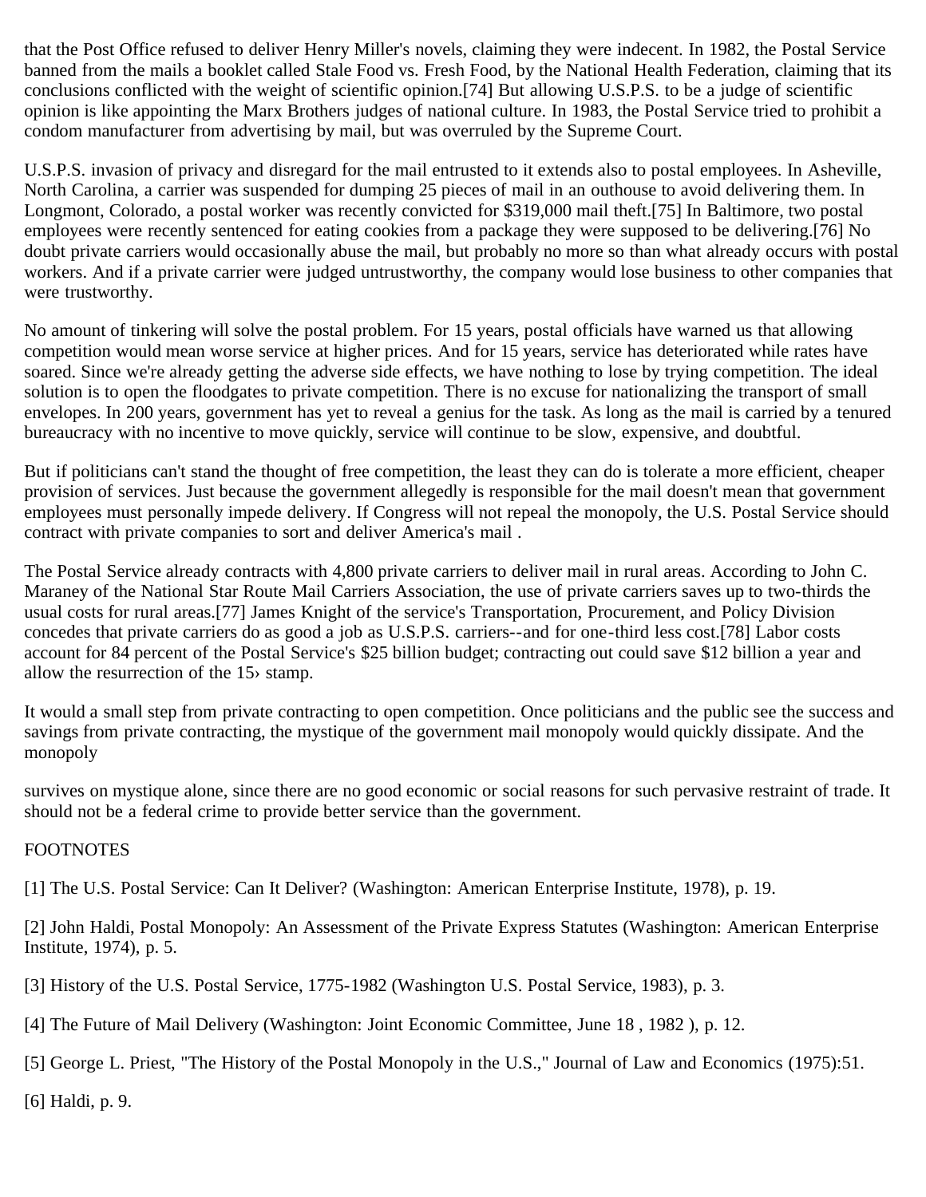that the Post Office refused to deliver Henry Miller's novels, claiming they were indecent. In 1982, the Postal Service banned from the mails a booklet called Stale Food vs. Fresh Food, by the National Health Federation, claiming that its conclusions conflicted with the weight of scientific opinion.[74] But allowing U.S.P.S. to be a judge of scientific opinion is like appointing the Marx Brothers judges of national culture. In 1983, the Postal Service tried to prohibit a condom manufacturer from advertising by mail, but was overruled by the Supreme Court.

U.S.P.S. invasion of privacy and disregard for the mail entrusted to it extends also to postal employees. In Asheville, North Carolina, a carrier was suspended for dumping 25 pieces of mail in an outhouse to avoid delivering them. In Longmont, Colorado, a postal worker was recently convicted for $319,000 mail theft.[75] In Baltimore, two postal employees were recently sentenced for eating cookies from a package they were supposed to be delivering.[76] No doubt private carriers would occasionally abuse the mail, but probably no more so than what already occurs with postal workers. And if a private carrier were judged untrustworthy, the company would lose business to other companies that were trustworthy.

No amount of tinkering will solve the postal problem. For 15 years, postal officials have warned us that allowing competition would mean worse service at higher prices. And for 15 years, service has deteriorated while rates have soared. Since we're already getting the adverse side effects, we have nothing to lose by trying competition. The ideal solution is to open the floodgates to private competition. There is no excuse for nationalizing the transport of small envelopes. In 200 years, government has yet to reveal a genius for the task. As long as the mail is carried by a tenured bureaucracy with no incentive to move quickly, service will continue to be slow, expensive, and doubtful.

But if politicians can't stand the thought of free competition, the least they can do is tolerate a more efficient, cheaper provision of services. Just because the government allegedly is responsible for the mail doesn't mean that government employees must personally impede delivery. If Congress will not repeal the monopoly, the U.S. Postal Service should contract with private companies to sort and deliver America's mail .

The Postal Service already contracts with 4,800 private carriers to deliver mail in rural areas. According to John C. Maraney of the National Star Route Mail Carriers Association, the use of private carriers saves up to two-thirds the usual costs for rural areas.[77] James Knight of the service's Transportation, Procurement, and Policy Division concedes that private carriers do as good a job as U.S.P.S. carriers--and for one-third less cost.[78] Labor costs account for 84 percent of the Postal Service's $25 billion budget; contracting out could save $12 billion a year and allow the resurrection of the 15› stamp.

It would a small step from private contracting to open competition. Once politicians and the public see the success and savings from private contracting, the mystique of the government mail monopoly would quickly dissipate. And the monopoly survives on mystique alone, since there are no good economic or social reasons for such pervasive restraint of trade. It should not be a federal crime to provide better service than the government.

FOOTNOTES

[1] The U.S. Postal Service: Can It Deliver? (Washington: American Enterprise Institute, 1978), p. 19.

[2] John Haldi, Postal Monopoly: An Assessment of the Private Express Statutes (Washington: American Enterprise Institute, 1974), p. 5.

[3] History of the U.S. Postal Service, 1775-1982 (Washington U.S. Postal Service, 1983), p. 3.

[4] The Future of Mail Delivery (Washington: Joint Economic Committee, June 18 , 1982 ), p. 12.

[5] George L. Priest, "The History of the Postal Monopoly in the U.S.," Journal of Law and Economics (1975):51.

[6] Haldi, p. 9.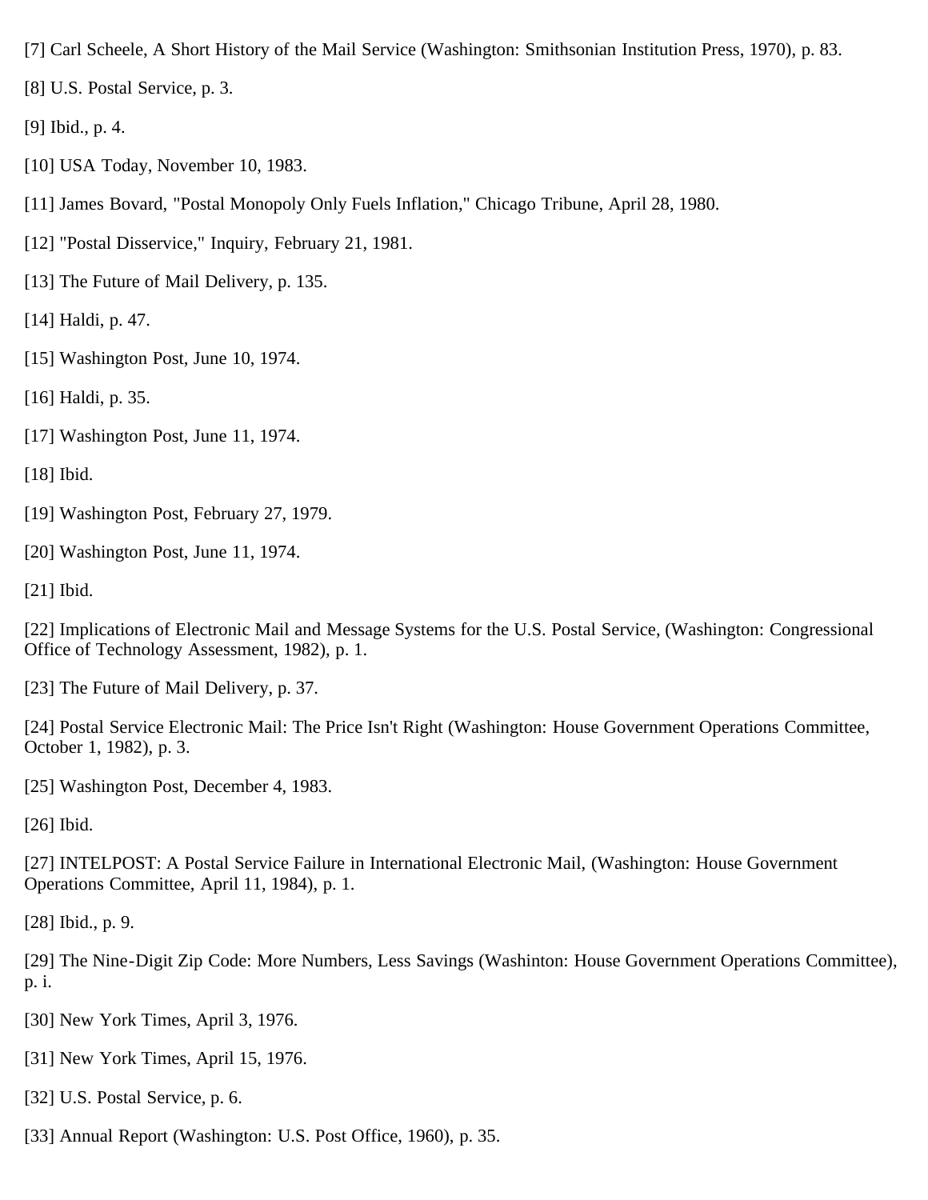[7] Carl Scheele, A Short History of the Mail Service (Washington: Smithsonian Institution Press, 1970), p. 83.

[8] U.S. Postal Service, p. 3.

[9] Ibid., p. 4.

[10] USA Today, November 10, 1983.

[11] James Bovard, "Postal Monopoly Only Fuels Inflation," Chicago Tribune, April 28, 1980.

[12] "Postal Disservice," Inquiry, February 21, 1981.

[13] The Future of Mail Delivery, p. 135.

[14] Haldi, p. 47.

[15] Washington Post, June 10, 1974.

[16] Haldi, p. 35.

[17] Washington Post, June 11, 1974.

[18] Ibid.

[19] Washington Post, February 27, 1979.

[20] Washington Post, June 11, 1974.

[21] Ibid.

[22] Implications of Electronic Mail and Message Systems for the U.S. Postal Service, (Washington: Congressional Office of Technology Assessment, 1982), p. 1.

[23] The Future of Mail Delivery, p. 37.

[24] Postal Service Electronic Mail: The Price Isn't Right (Washington: House Government Operations Committee, October 1, 1982), p. 3.

[25] Washington Post, December 4, 1983.

[26] Ibid.

[27] INTELPOST: A Postal Service Failure in International Electronic Mail, (Washington: House Government Operations Committee, April 11, 1984), p. 1.

[28] Ibid., p. 9.

[29] The Nine-Digit Zip Code: More Numbers, Less Savings (Washinton: House Government Operations Committee), p. i.

[30] New York Times, April 3, 1976.

[31] New York Times, April 15, 1976.

[32] U.S. Postal Service, p. 6.

[33] Annual Report (Washington: U.S. Post Office, 1960), p. 35.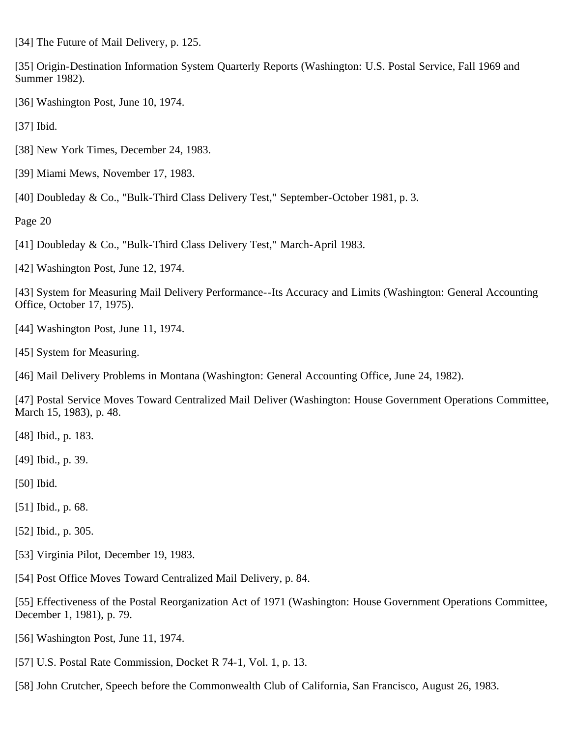[34] The Future of Mail Delivery, p. 125.

[35] Origin-Destination Information System Quarterly Reports (Washington: U.S. Postal Service, Fall 1969 and Summer 1982).

[36] Washington Post, June 10, 1974.

[37] Ibid.

[38] New York Times, December 24, 1983.

[39] Miami Mews, November 17, 1983.

[40] Doubleday & Co., "Bulk-Third Class Delivery Test," September-October 1981, p. 3.

[41] Doubleday & Co., "Bulk-Third Class Delivery Test," March-April 1983.

[42] Washington Post, June 12, 1974.

[43] System for Measuring Mail Delivery Performance--Its Accuracy and Limits (Washington: General Accounting Office, October 17, 1975).

[44] Washington Post, June 11, 1974.

[45] System for Measuring.

[46] Mail Delivery Problems in Montana (Washington: General Accounting Office, June 24, 1982).

[47] Postal Service Moves Toward Centralized Mail Deliver (Washington: House Government Operations Committee, March 15, 1983), p. 48.

[48] Ibid., p. 183.

[49] Ibid., p. 39.

[50] Ibid.

[51] Ibid., p. 68.

[52] Ibid., p. 305.

[53] Virginia Pilot, December 19, 1983.

[54] Post Office Moves Toward Centralized Mail Delivery, p. 84.

[55] Effectiveness of the Postal Reorganization Act of 1971 (Washington: House Government Operations Committee, December 1, 1981), p. 79.

[56] Washington Post, June 11, 1974.

[57] U.S. Postal Rate Commission, Docket R 74-1, Vol. 1, p. 13.

[58] John Crutcher, Speech before the Commonwealth Club of California, San Francisco, August 26, 1983.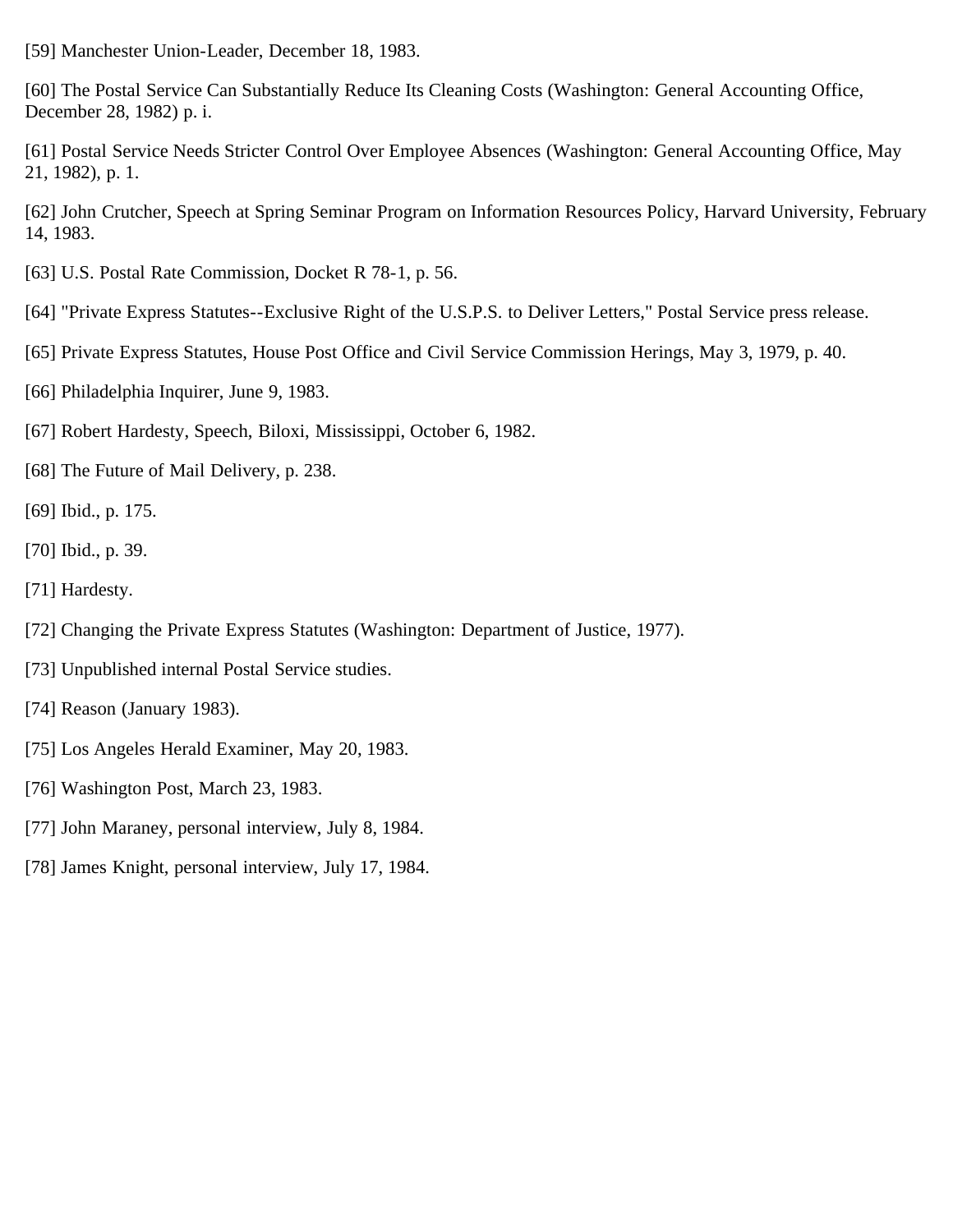[59] Manchester Union-Leader, December 18, 1983.

[60] The Postal Service Can Substantially Reduce Its Cleaning Costs (Washington: General Accounting Office, December 28, 1982) p. i.

[61] Postal Service Needs Stricter Control Over Employee Absences (Washington: General Accounting Office, May 21, 1982), p. 1.

[62] John Crutcher, Speech at Spring Seminar Program on Information Resources Policy, Harvard University, February 14, 1983.

[63] U.S. Postal Rate Commission, Docket R 78-1, p. 56.

[64] "Private Express Statutes--Exclusive Right of the U.S.P.S. to Deliver Letters," Postal Service press release.

[65] Private Express Statutes, House Post Office and Civil Service Commission Herings, May 3, 1979, p. 40.

[66] Philadelphia Inquirer, June 9, 1983.

[67] Robert Hardesty, Speech, Biloxi, Mississippi, October 6, 1982.

[68] The Future of Mail Delivery, p. 238.

[69] Ibid., p. 175.

[70] Ibid., p. 39.

[71] Hardesty.

[72] Changing the Private Express Statutes (Washington: Department of Justice, 1977).

[73] Unpublished internal Postal Service studies.

[74] Reason (January 1983).

[75] Los Angeles Herald Examiner, May 20, 1983.

[76] Washington Post, March 23, 1983.

[77] John Maraney, personal interview, July 8, 1984.

[78] James Knight, personal interview, July 17, 1984.